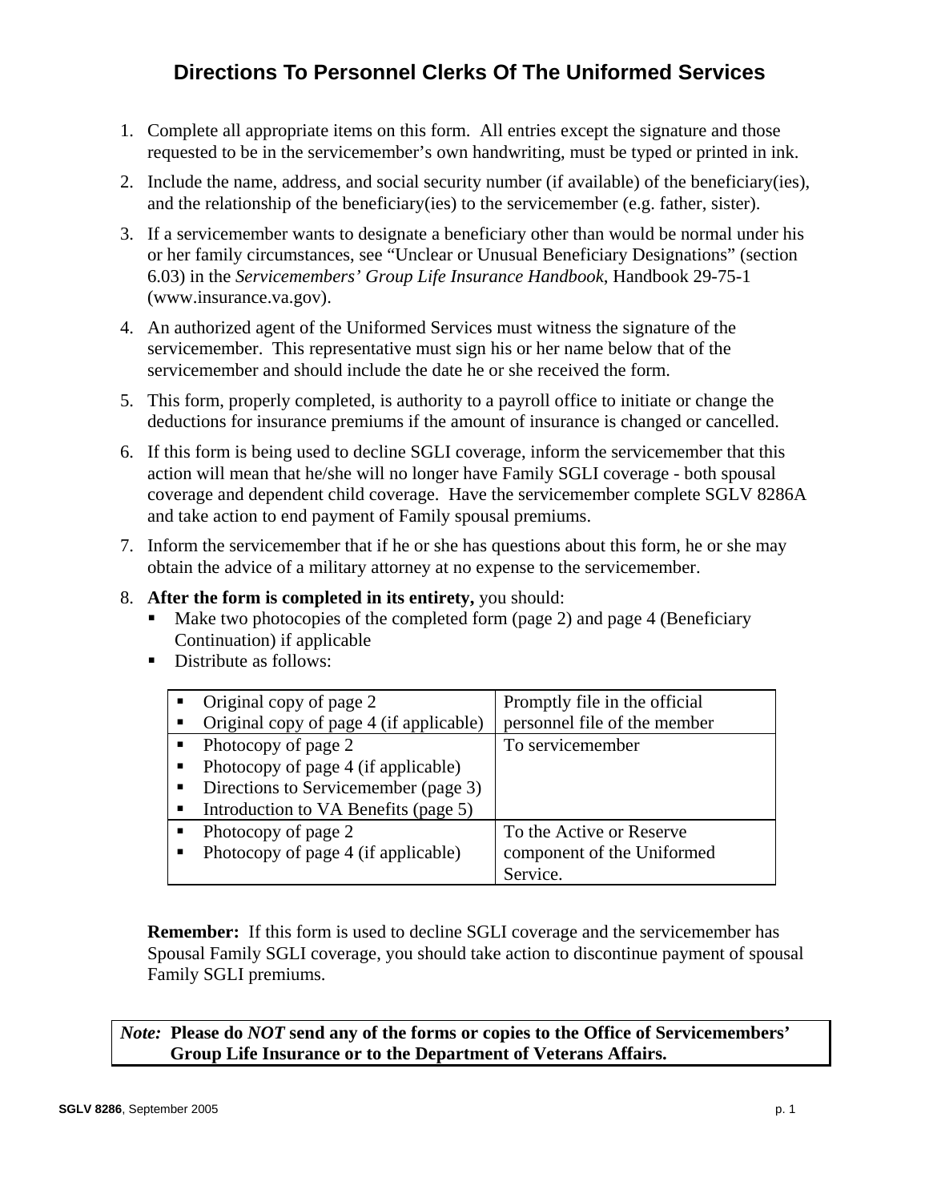# Directions To Personnel Clerks Of The Uniformed Services

1. Complete all appropriate items on this form. All entries except the signature and those requested to be in the servicemember's own handwriting, must be typed or printed in ink.
2. Include the name, address, and social security number (if available) of the beneficiary(ies), and the relationship of the beneficiary(ies) to the servicemember (e.g. father, sister).
3. If a servicemember wants to designate a beneficiary other than would be normal under his or her family circumstances, see "Unclear or Unusual Beneficiary Designations" (section 6.03) in the *Servicemembers' Group Life Insurance Handbook*, Handbook 29-75-1 (www.insurance.va.gov).
4. An authorized agent of the Uniformed Services must witness the signature of the servicemember. This representative must sign his or her name below that of the servicemember and should include the date he or she received the form.
5. This form, properly completed, is authority to a payroll office to initiate or change the deductions for insurance premiums if the amount of insurance is changed or cancelled.
6. If this form is being used to decline SGLI coverage, inform the servicemember that this action will mean that he/she will no longer have Family SGLI coverage - both spousal coverage and dependent child coverage. Have the servicemember complete SGLV 8286A and take action to end payment of Family spousal premiums.
7. Inform the servicemember that if he or she has questions about this form, he or she may obtain the advice of a military attorney at no expense to the servicemember.
8. **After the form is completed in its entirety,** you should:
   - Make two photocopies of the completed form (page 2) and page 4 (Beneficiary Continuation) if applicable
   - Distribute as follows:

| | |
|---|---|
| ▪ Original copy of page 2<br>▪ Original copy of page 4 (if applicable) | Promptly file in the official personnel file of the member |
| ▪ Photocopy of page 2<br>▪ Photocopy of page 4 (if applicable)<br>▪ Directions to Servicemember (page 3)<br>▪ Introduction to VA Benefits (page 5) | To servicemember |
| ▪ Photocopy of page 2<br>▪ Photocopy of page 4 (if applicable) | To the Active or Reserve component of the Uniformed Service. |

**Remember:** If this form is used to decline SGLI coverage and the servicemember has Spousal Family SGLI coverage, you should take action to discontinue payment of spousal Family SGLI premiums.

*Note:* **Please do *NOT* send any of the forms or copies to the Office of Servicemembers' Group Life Insurance or to the Department of Veterans Affairs.**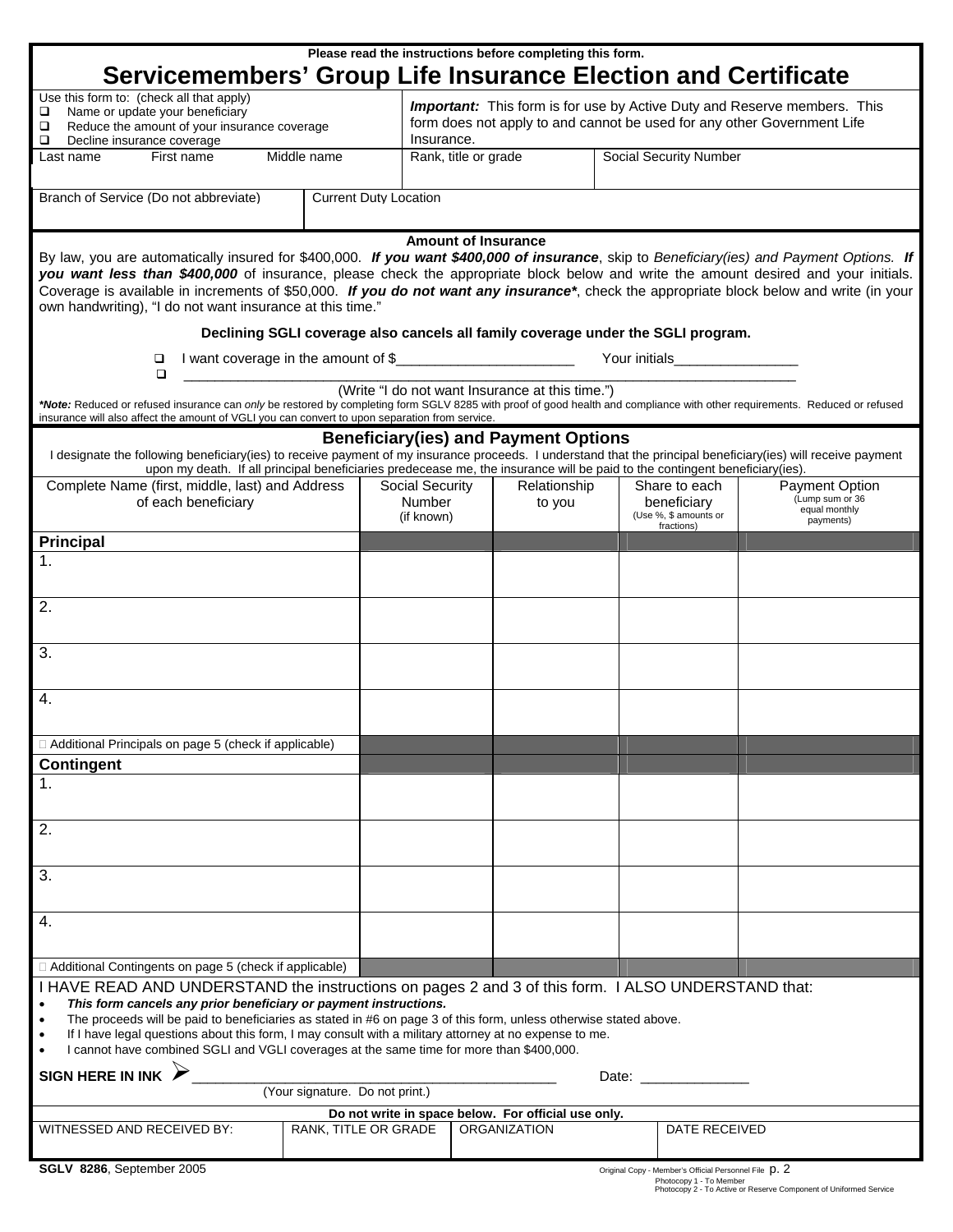Please read the instructions before completing this form.

# Servicemembers' Group Life Insurance Election and Certificate

Use this form to: (check all that apply)

- ☐ Name or update your beneficiary
- ☐ Reduce the amount of your insurance coverage
- ☐ Decline insurance coverage

***Important:*** This form is for use by Active Duty and Reserve members. This form does not apply to and cannot be used for any other Government Life Insurance.

| Last name First name Middle name | Rank, title or grade | Social Security Number |
|---|---|---|
| | | |

| Branch of Service (Do not abbreviate) | Current Duty Location |
|---|---|
| | |

**Amount of Insurance**

By law, you are automatically insured for $400,000. ***If you want $400,000 of insurance***, skip to *Beneficiary(ies) and Payment Options.* ***If you want less than $400,000*** of insurance, please check the appropriate block below and write the amount desired and your initials. Coverage is available in increments of $50,000. ***If you do not want any insurance****, check the appropriate block below and write (in your own handwriting), "I do not want insurance at this time."

**Declining SGLI coverage also cancels all family coverage under the SGLI program.**

☐ I want coverage in the amount of $______________________ Your initials_______________

☐ ______________________________________________________________________
(Write "I do not want Insurance at this time.")

***Note:** Reduced or refused insurance can *only* be restored by completing form SGLV 8285 with proof of good health and compliance with other requirements. Reduced or refused insurance will also affect the amount of VGLI you can convert to upon separation from service.

## Beneficiary(ies) and Payment Options

I designate the following beneficiary(ies) to receive payment of my insurance proceeds. I understand that the principal beneficiary(ies) will receive payment upon my death. If all principal beneficiaries predecease me, the insurance will be paid to the contingent beneficiary(ies).

| Complete Name (first, middle, last) and Address of each beneficiary | Social Security Number (if known) | Relationship to you | Share to each beneficiary (Use %, $ amounts or fractions) | Payment Option (Lump sum or 36 equal monthly payments) |
|---|---|---|---|---|
| **Principal** | | | | |
| 1. | | | | |
| 2. | | | | |
| 3. | | | | |
| 4. | | | | |
| ☐ Additional Principals on page 5 (check if applicable) | | | | |
| **Contingent** | | | | |
| 1. | | | | |
| 2. | | | | |
| 3. | | | | |
| 4. | | | | |
| ☐ Additional Contingents on page 5 (check if applicable) | | | | |

I HAVE READ AND UNDERSTAND the instructions on pages 2 and 3 of this form. I ALSO UNDERSTAND that:

- ***This form cancels any prior beneficiary or payment instructions.***
- The proceeds will be paid to beneficiaries as stated in #6 on page 3 of this form, unless otherwise stated above.
- If I have legal questions about this form, I may consult with a military attorney at no expense to me.
- I cannot have combined SGLI and VGLI coverages at the same time for more than $400,000.

**SIGN HERE IN INK** ➢ _______________________________________________ Date: _____________
(Your signature. Do not print.)

**Do not write in space below. For official use only.**

| WITNESSED AND RECEIVED BY: | RANK, TITLE OR GRADE | ORGANIZATION | DATE RECEIVED |
|---|---|---|---|
| | | | |

**SGLV 8286**, September 2005

Original Copy - Member's Official Personnel File
Photocopy 1 - To Member
Photocopy 2 - To Active or Reserve Component of Uniformed Service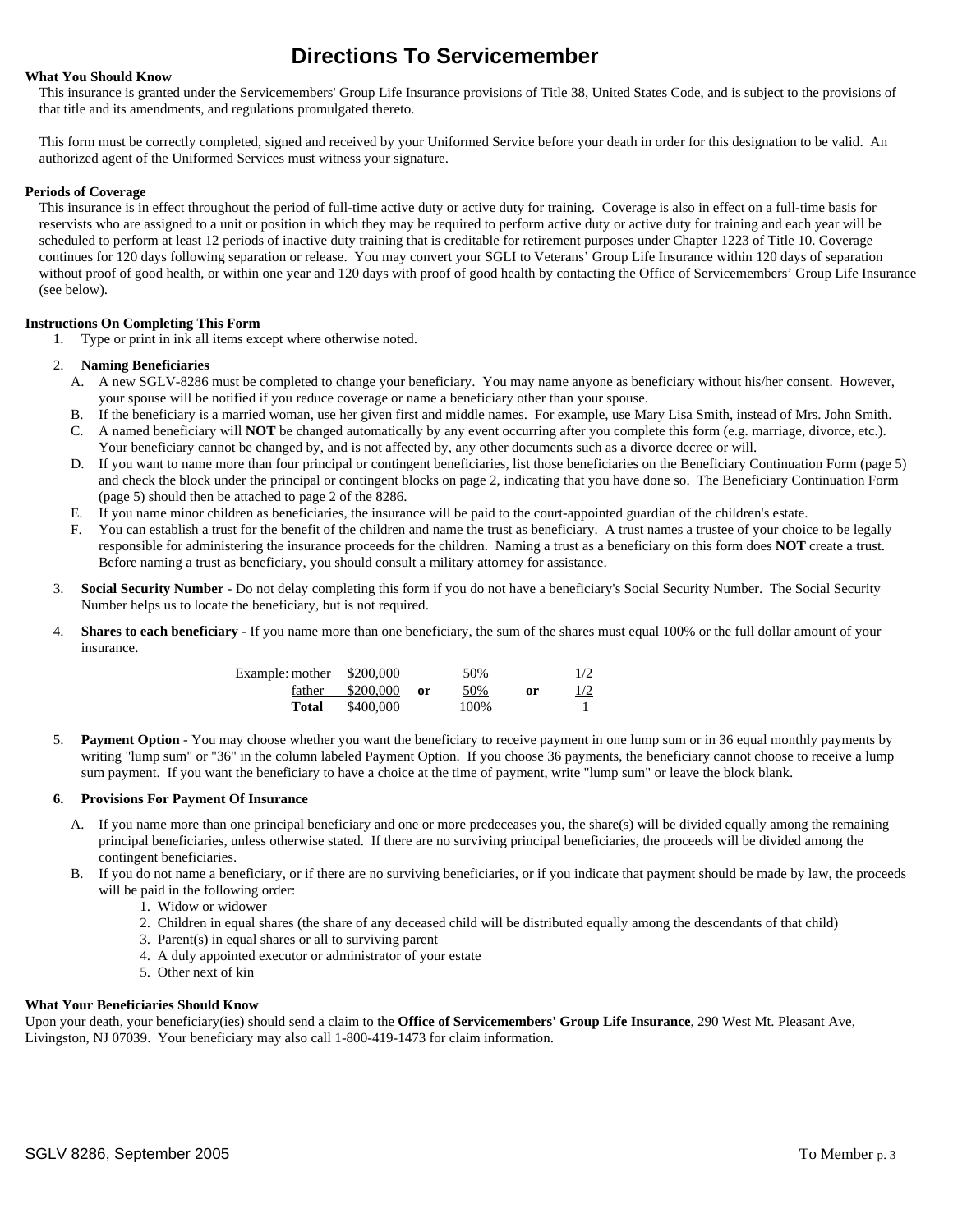# Directions To Servicemember

**What You Should Know**

This insurance is granted under the Servicemembers' Group Life Insurance provisions of Title 38, United States Code, and is subject to the provisions of that title and its amendments, and regulations promulgated thereto.

This form must be correctly completed, signed and received by your Uniformed Service before your death in order for this designation to be valid. An authorized agent of the Uniformed Services must witness your signature.

**Periods of Coverage**

This insurance is in effect throughout the period of full-time active duty or active duty for training. Coverage is also in effect on a full-time basis for reservists who are assigned to a unit or position in which they may be required to perform active duty or active duty for training and each year will be scheduled to perform at least 12 periods of inactive duty training that is creditable for retirement purposes under Chapter 1223 of Title 10. Coverage continues for 120 days following separation or release. You may convert your SGLI to Veterans' Group Life Insurance within 120 days of separation without proof of good health, or within one year and 120 days with proof of good health by contacting the Office of Servicemembers' Group Life Insurance (see below).

**Instructions On Completing This Form**

1. Type or print in ink all items except where otherwise noted.

2. **Naming Beneficiaries**
   - A. A new SGLV-8286 must be completed to change your beneficiary. You may name anyone as beneficiary without his/her consent. However, your spouse will be notified if you reduce coverage or name a beneficiary other than your spouse.
   - B. If the beneficiary is a married woman, use her given first and middle names. For example, use Mary Lisa Smith, instead of Mrs. John Smith.
   - C. A named beneficiary will **NOT** be changed automatically by any event occurring after you complete this form (e.g. marriage, divorce, etc.). Your beneficiary cannot be changed by, and is not affected by, any other documents such as a divorce decree or will.
   - D. If you want to name more than four principal or contingent beneficiaries, list those beneficiaries on the Beneficiary Continuation Form (page 5) and check the block under the principal or contingent blocks on page 2, indicating that you have done so. The Beneficiary Continuation Form (page 5) should then be attached to page 2 of the 8286.
   - E. If you name minor children as beneficiaries, the insurance will be paid to the court-appointed guardian of the children's estate.
   - F. You can establish a trust for the benefit of the children and name the trust as beneficiary. A trust names a trustee of your choice to be legally responsible for administering the insurance proceeds for the children. Naming a trust as a beneficiary on this form does **NOT** create a trust. Before naming a trust as beneficiary, you should consult a military attorney for assistance.

3. **Social Security Number** - Do not delay completing this form if you do not have a beneficiary's Social Security Number. The Social Security Number helps us to locate the beneficiary, but is not required.

4. **Shares to each beneficiary** - If you name more than one beneficiary, the sum of the shares must equal 100% or the full dollar amount of your insurance.

| Example: | | | | | | |
|---|---|---|---|---|---|---|
| mother | $200,000 | | 50% | | 1/2 |
| father | $200,000 | or | 50% | or | 1/2 |
| **Total** | $400,000 | | 100% | | 1 |

5. **Payment Option** - You may choose whether you want the beneficiary to receive payment in one lump sum or in 36 equal monthly payments by writing "lump sum" or "36" in the column labeled Payment Option. If you choose 36 payments, the beneficiary cannot choose to receive a lump sum payment. If you want the beneficiary to have a choice at the time of payment, write "lump sum" or leave the block blank.

6. **Provisions For Payment Of Insurance**
   - A. If you name more than one principal beneficiary and one or more predeceases you, the share(s) will be divided equally among the remaining principal beneficiaries, unless otherwise stated. If there are no surviving principal beneficiaries, the proceeds will be divided among the contingent beneficiaries.
   - B. If you do not name a beneficiary, or if there are no surviving beneficiaries, or if you indicate that payment should be made by law, the proceeds will be paid in the following order:
     1. Widow or widower
     2. Children in equal shares (the share of any deceased child will be distributed equally among the descendants of that child)
     3. Parent(s) in equal shares or all to surviving parent
     4. A duly appointed executor or administrator of your estate
     5. Other next of kin

**What Your Beneficiaries Should Know**

Upon your death, your beneficiary(ies) should send a claim to the **Office of Servicemembers' Group Life Insurance**, 290 West Mt. Pleasant Ave, Livingston, NJ 07039. Your beneficiary may also call 1-800-419-1473 for claim information.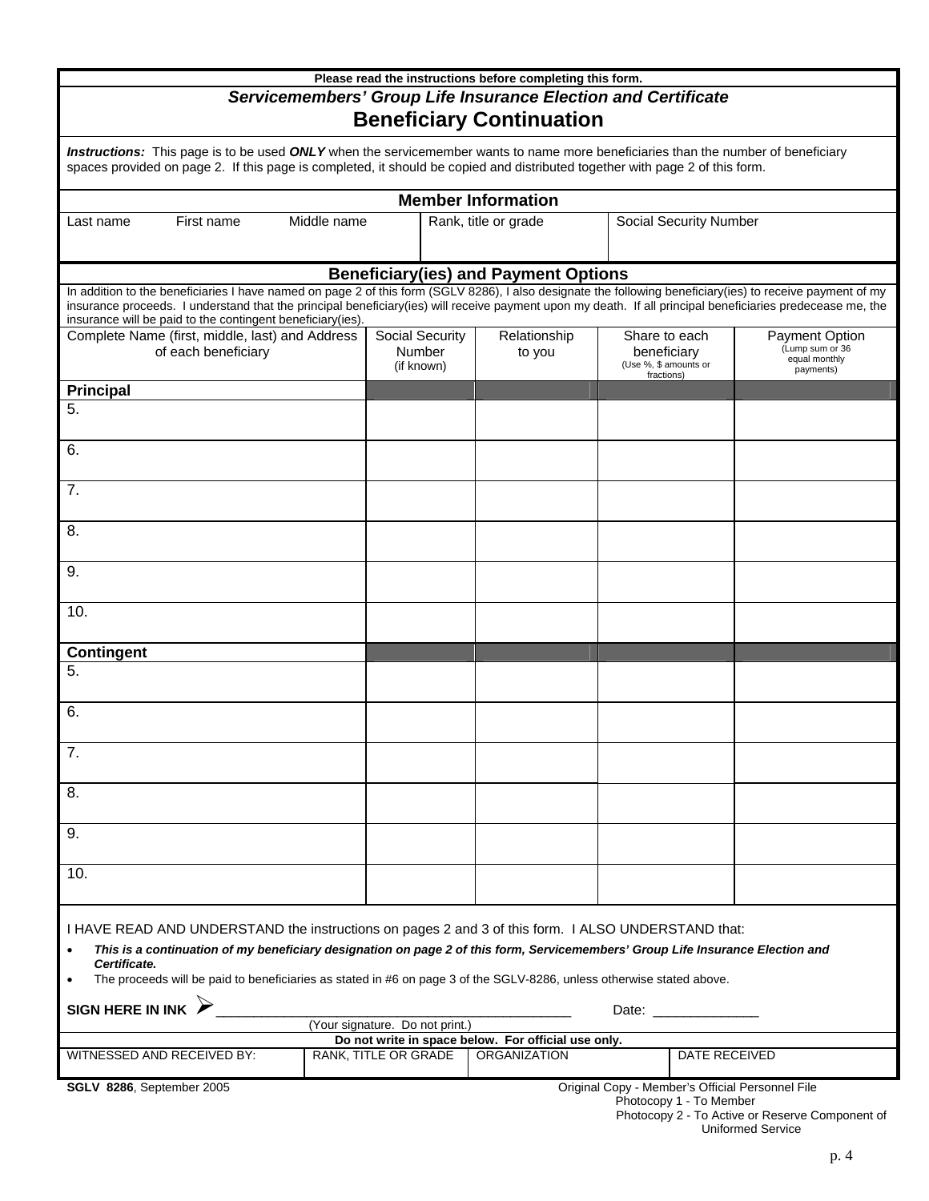Please read the instructions before completing this form.

*Servicemembers' Group Life Insurance Election and Certificate*

# Beneficiary Continuation

***Instructions:*** This page is to be used ***ONLY*** when the servicemember wants to name more beneficiaries than the number of beneficiary spaces provided on page 2. If this page is completed, it should be copied and distributed together with page 2 of this form.

## Member Information

| Last name First name Middle name | Rank, title or grade | Social Security Number |
|---|---|---|
| | | |

## Beneficiary(ies) and Payment Options

In addition to the beneficiaries I have named on page 2 of this form (SGLV 8286), I also designate the following beneficiary(ies) to receive payment of my insurance proceeds. I understand that the principal beneficiary(ies) will receive payment upon my death. If all principal beneficiaries predecease me, the insurance will be paid to the contingent beneficiary(ies).

| Complete Name (first, middle, last) and Address of each beneficiary | Social Security Number (if known) | Relationship to you | Share to each beneficiary (Use %, $ amounts or fractions) | Payment Option (Lump sum or 36 equal monthly payments) |
|---|---|---|---|---|
| **Principal** | | | | |
| 5. | | | | |
| 6. | | | | |
| 7. | | | | |
| 8. | | | | |
| 9. | | | | |
| 10. | | | | |
| **Contingent** | | | | |
| 5. | | | | |
| 6. | | | | |
| 7. | | | | |
| 8. | | | | |
| 9. | | | | |
| 10. | | | | |

I HAVE READ AND UNDERSTAND the instructions on pages 2 and 3 of this form. I ALSO UNDERSTAND that:

- ***This is a continuation of my beneficiary designation on page 2 of this form, Servicemembers' Group Life Insurance Election and Certificate.***
- The proceeds will be paid to beneficiaries as stated in #6 on page 3 of the SGLV-8286, unless otherwise stated above.

**SIGN HERE IN INK** ➢ ____________________________________________ Date: _____________

(Your signature. Do not print.)

**Do not write in space below. For official use only.**

| WITNESSED AND RECEIVED BY: | RANK, TITLE OR GRADE | ORGANIZATION | DATE RECEIVED |
|---|---|---|---|
| | | | |

**SGLV 8286**, September 2005

Original Copy - Member's Official Personnel File
Photocopy 1 - To Member
Photocopy 2 - To Active or Reserve Component of Uniformed Service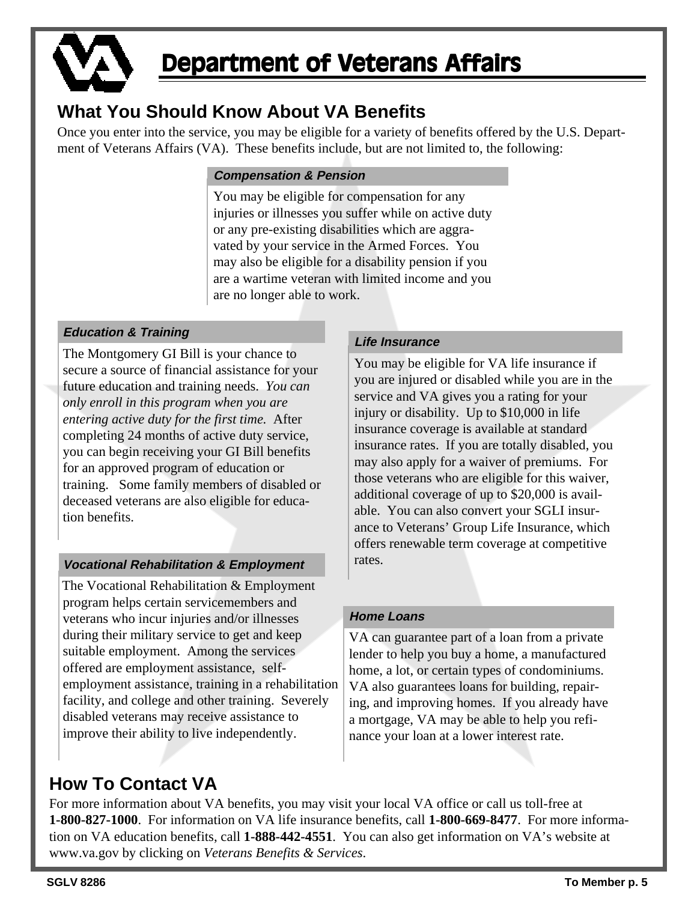# Department of Veterans Affairs

## What You Should Know About VA Benefits

Once you enter into the service, you may be eligible for a variety of benefits offered by the U.S. Department of Veterans Affairs (VA). These benefits include, but are not limited to, the following:

### *Compensation & Pension*

You may be eligible for compensation for any injuries or illnesses you suffer while on active duty or any pre-existing disabilities which are aggravated by your service in the Armed Forces. You may also be eligible for a disability pension if you are a wartime veteran with limited income and you are no longer able to work.

### *Education & Training*

The Montgomery GI Bill is your chance to secure a source of financial assistance for your future education and training needs. *You can only enroll in this program when you are entering active duty for the first time.* After completing 24 months of active duty service, you can begin receiving your GI Bill benefits for an approved program of education or training. Some family members of disabled or deceased veterans are also eligible for education benefits.

### *Vocational Rehabilitation & Employment*

The Vocational Rehabilitation & Employment program helps certain servicemembers and veterans who incur injuries and/or illnesses during their military service to get and keep suitable employment. Among the services offered are employment assistance, self-employment assistance, training in a rehabilitation facility, and college and other training. Severely disabled veterans may receive assistance to improve their ability to live independently.

### *Life Insurance*

You may be eligible for VA life insurance if you are injured or disabled while you are in the service and VA gives you a rating for your injury or disability. Up to $10,000 in life insurance coverage is available at standard insurance rates. If you are totally disabled, you may also apply for a waiver of premiums. For those veterans who are eligible for this waiver, additional coverage of up to $20,000 is available. You can also convert your SGLI insurance to Veterans' Group Life Insurance, which offers renewable term coverage at competitive rates.

### *Home Loans*

VA can guarantee part of a loan from a private lender to help you buy a home, a manufactured home, a lot, or certain types of condominiums. VA also guarantees loans for building, repairing, and improving homes. If you already have a mortgage, VA may be able to help you refinance your loan at a lower interest rate.

## How To Contact VA

For more information about VA benefits, you may visit your local VA office or call us toll-free at **1-800-827-1000**. For information on VA life insurance benefits, call **1-800-669-8477**. For more information on VA education benefits, call **1-888-442-4551**. You can also get information on VA's website at www.va.gov by clicking on *Veterans Benefits & Services*.

SGLV 8286